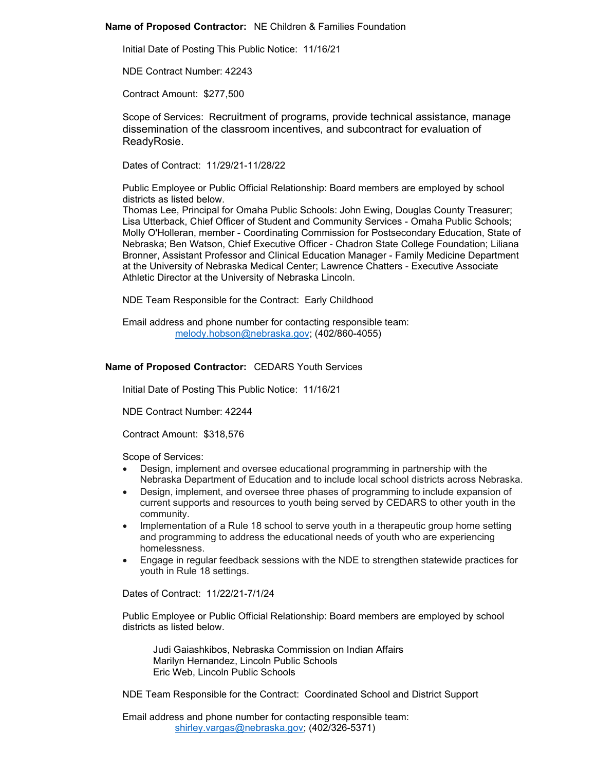**Name of Proposed Contractor:** NE Children & Families Foundation

Initial Date of Posting This Public Notice: 11/16/21

NDE Contract Number: 42243

Contract Amount: $277,500

Scope of Services: Recruitment of programs, provide technical assistance, manage dissemination of the classroom incentives, and subcontract for evaluation of ReadyRosie.

Dates of Contract: 11/29/21-11/28/22

Public Employee or Public Official Relationship: Board members are employed by school districts as listed below.
Thomas Lee, Principal for Omaha Public Schools: John Ewing, Douglas County Treasurer; Lisa Utterback, Chief Officer of Student and Community Services - Omaha Public Schools; Molly O'Holleran, member - Coordinating Commission for Postsecondary Education, State of Nebraska; Ben Watson, Chief Executive Officer - Chadron State College Foundation; Liliana Bronner, Assistant Professor and Clinical Education Manager - Family Medicine Department at the University of Nebraska Medical Center; Lawrence Chatters - Executive Associate Athletic Director at the University of Nebraska Lincoln.

NDE Team Responsible for the Contract: Early Childhood

Email address and phone number for contacting responsible team:
melody.hobson@nebraska.gov; (402/860-4055)

**Name of Proposed Contractor:** CEDARS Youth Services

Initial Date of Posting This Public Notice: 11/16/21

NDE Contract Number: 42244

Contract Amount: $318,576

Scope of Services:

- Design, implement and oversee educational programming in partnership with the Nebraska Department of Education and to include local school districts across Nebraska.
- Design, implement, and oversee three phases of programming to include expansion of current supports and resources to youth being served by CEDARS to other youth in the community.
- Implementation of a Rule 18 school to serve youth in a therapeutic group home setting and programming to address the educational needs of youth who are experiencing homelessness.
- Engage in regular feedback sessions with the NDE to strengthen statewide practices for youth in Rule 18 settings.

Dates of Contract: 11/22/21-7/1/24

Public Employee or Public Official Relationship: Board members are employed by school districts as listed below.

Judi Gaiashkibos, Nebraska Commission on Indian Affairs
Marilyn Hernandez, Lincoln Public Schools
Eric Web, Lincoln Public Schools

NDE Team Responsible for the Contract: Coordinated School and District Support

Email address and phone number for contacting responsible team:
shirley.vargas@nebraska.gov; (402/326-5371)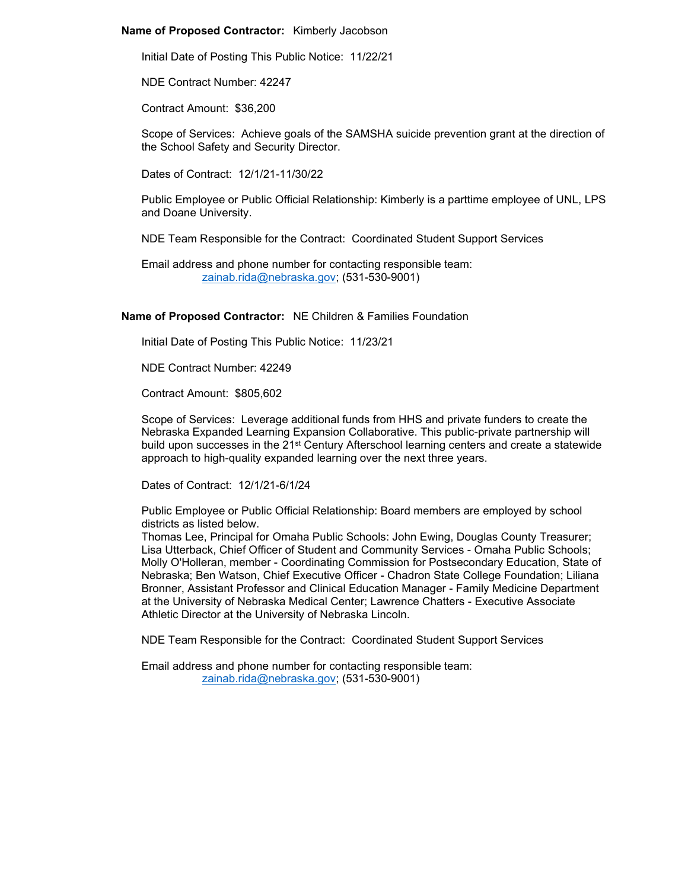**Name of Proposed Contractor:** Kimberly Jacobson

Initial Date of Posting This Public Notice: 11/22/21

NDE Contract Number: 42247

Contract Amount: $36,200

Scope of Services: Achieve goals of the SAMSHA suicide prevention grant at the direction of the School Safety and Security Director.

Dates of Contract: 12/1/21-11/30/22

Public Employee or Public Official Relationship: Kimberly is a parttime employee of UNL, LPS and Doane University.

NDE Team Responsible for the Contract: Coordinated Student Support Services

Email address and phone number for contacting responsible team:
zainab.rida@nebraska.gov; (531-530-9001)

**Name of Proposed Contractor:** NE Children & Families Foundation

Initial Date of Posting This Public Notice: 11/23/21

NDE Contract Number: 42249

Contract Amount: $805,602

Scope of Services: Leverage additional funds from HHS and private funders to create the Nebraska Expanded Learning Expansion Collaborative. This public-private partnership will build upon successes in the 21st Century Afterschool learning centers and create a statewide approach to high-quality expanded learning over the next three years.

Dates of Contract: 12/1/21-6/1/24

Public Employee or Public Official Relationship: Board members are employed by school districts as listed below.
Thomas Lee, Principal for Omaha Public Schools: John Ewing, Douglas County Treasurer; Lisa Utterback, Chief Officer of Student and Community Services - Omaha Public Schools; Molly O'Holleran, member - Coordinating Commission for Postsecondary Education, State of Nebraska; Ben Watson, Chief Executive Officer - Chadron State College Foundation; Liliana Bronner, Assistant Professor and Clinical Education Manager - Family Medicine Department at the University of Nebraska Medical Center; Lawrence Chatters - Executive Associate Athletic Director at the University of Nebraska Lincoln.

NDE Team Responsible for the Contract: Coordinated Student Support Services

Email address and phone number for contacting responsible team:
zainab.rida@nebraska.gov; (531-530-9001)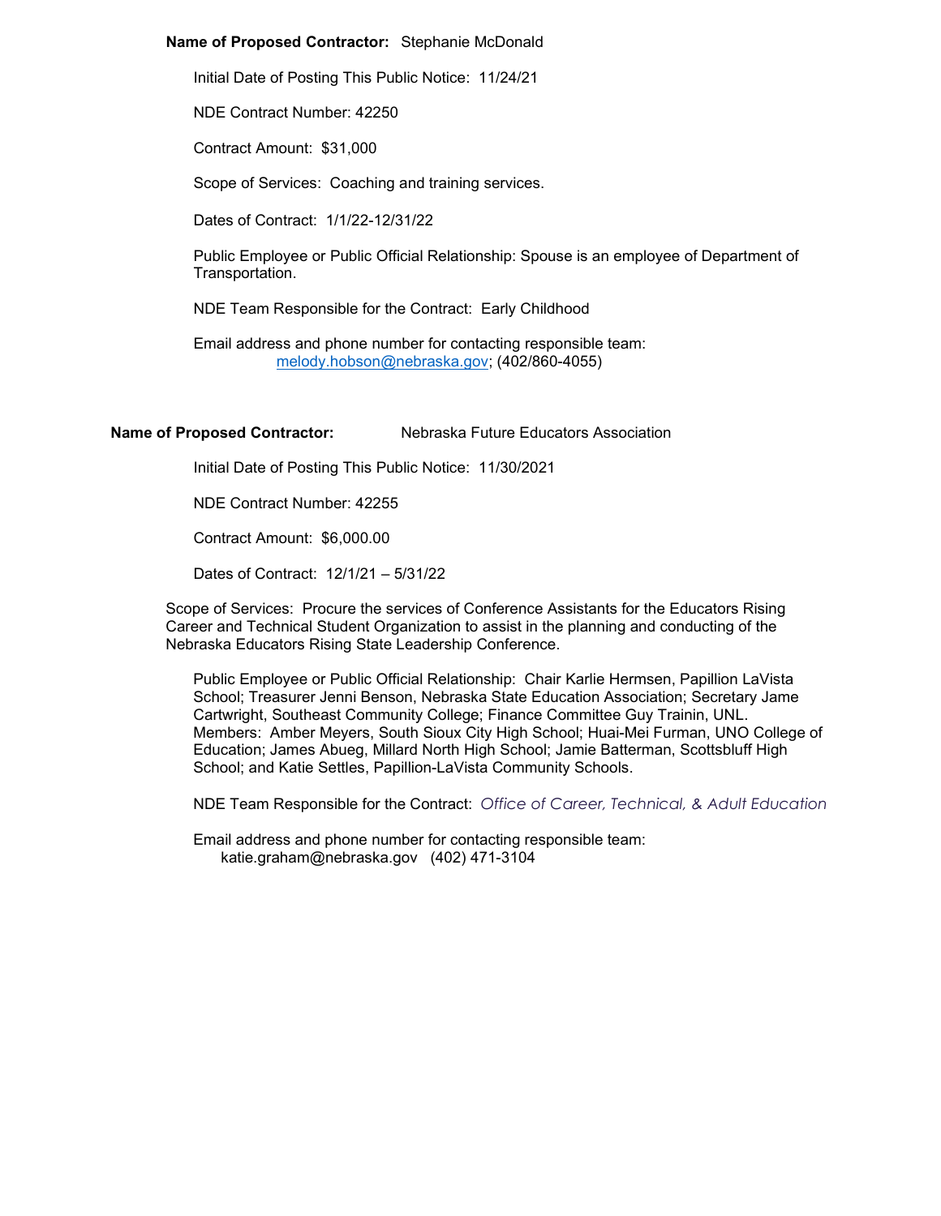**Name of Proposed Contractor:** Stephanie McDonald

Initial Date of Posting This Public Notice: 11/24/21

NDE Contract Number: 42250

Contract Amount: $31,000

Scope of Services: Coaching and training services.

Dates of Contract: 1/1/22-12/31/22

Public Employee or Public Official Relationship: Spouse is an employee of Department of Transportation.

NDE Team Responsible for the Contract: Early Childhood

Email address and phone number for contacting responsible team:
melody.hobson@nebraska.gov; (402/860-4055)

**Name of Proposed Contractor:** Nebraska Future Educators Association

Initial Date of Posting This Public Notice: 11/30/2021

NDE Contract Number: 42255

Contract Amount: $6,000.00

Dates of Contract: 12/1/21 – 5/31/22

Scope of Services: Procure the services of Conference Assistants for the Educators Rising Career and Technical Student Organization to assist in the planning and conducting of the Nebraska Educators Rising State Leadership Conference.

Public Employee or Public Official Relationship: Chair Karlie Hermsen, Papillion LaVista School; Treasurer Jenni Benson, Nebraska State Education Association; Secretary Jame Cartwright, Southeast Community College; Finance Committee Guy Trainin, UNL. Members: Amber Meyers, South Sioux City High School; Huai-Mei Furman, UNO College of Education; James Abueg, Millard North High School; Jamie Batterman, Scottsbluff High School; and Katie Settles, Papillion-LaVista Community Schools.

NDE Team Responsible for the Contract: *Office of Career, Technical, & Adult Education*

Email address and phone number for contacting responsible team:
katie.graham@nebraska.gov (402) 471-3104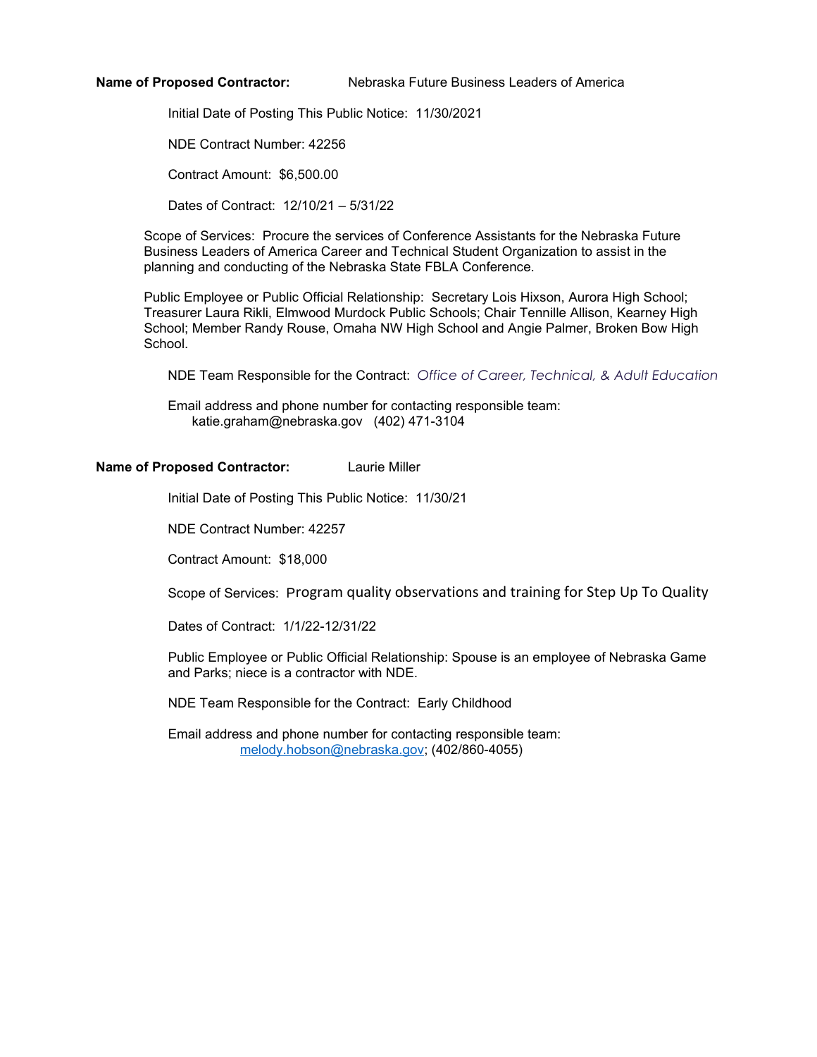**Name of Proposed Contractor:** Nebraska Future Business Leaders of America

Initial Date of Posting This Public Notice: 11/30/2021

NDE Contract Number: 42256

Contract Amount: $6,500.00

Dates of Contract: 12/10/21 – 5/31/22

Scope of Services: Procure the services of Conference Assistants for the Nebraska Future Business Leaders of America Career and Technical Student Organization to assist in the planning and conducting of the Nebraska State FBLA Conference.

Public Employee or Public Official Relationship: Secretary Lois Hixson, Aurora High School; Treasurer Laura Rikli, Elmwood Murdock Public Schools; Chair Tennille Allison, Kearney High School; Member Randy Rouse, Omaha NW High School and Angie Palmer, Broken Bow High School.

NDE Team Responsible for the Contract: *Office of Career, Technical, & Adult Education*

Email address and phone number for contacting responsible team:
katie.graham@nebraska.gov (402) 471-3104

**Name of Proposed Contractor:** Laurie Miller

Initial Date of Posting This Public Notice: 11/30/21

NDE Contract Number: 42257

Contract Amount: $18,000

Scope of Services: Program quality observations and training for Step Up To Quality

Dates of Contract: 1/1/22-12/31/22

Public Employee or Public Official Relationship: Spouse is an employee of Nebraska Game and Parks; niece is a contractor with NDE.

NDE Team Responsible for the Contract: Early Childhood

Email address and phone number for contacting responsible team:
melody.hobson@nebraska.gov; (402/860-4055)